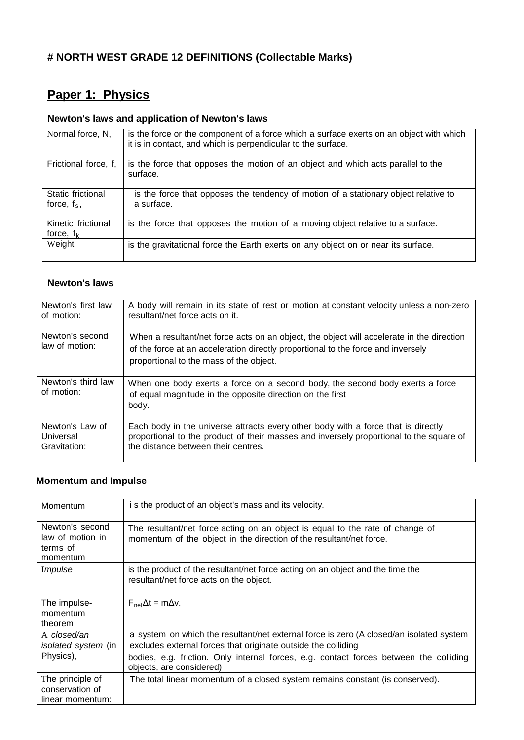# NORTH WEST GRADE 12 DEFINITIONS (Collectable Marks)

## Paper 1: Physics

### Newton's laws and application of Newton's laws

| | |
|---|---|
| Normal force, N, | is the force or the component of a force which a surface exerts on an object with which it is in contact, and which is perpendicular to the surface. |
| Frictional force, f, | is the force that opposes the motion of an object and which acts parallel to the surface. |
| Static frictional force, $f_s$, | is the force that opposes the tendency of motion of a stationary object relative to a surface. |
| Kinetic frictional force, $f_k$ | is the force that opposes the motion of a moving object relative to a surface. |
| Weight | is the gravitational force the Earth exerts on any object on or near its surface. |

### Newton's laws

| | |
|---|---|
| Newton's first law of motion: | A body will remain in its state of rest or motion at constant velocity unless a non-zero resultant/net force acts on it. |
| Newton's second law of motion: | When a resultant/net force acts on an object, the object will accelerate in the direction of the force at an acceleration directly proportional to the force and inversely proportional to the mass of the object. |
| Newton's third law of motion: | When one body exerts a force on a second body, the second body exerts a force of equal magnitude in the opposite direction on the first body. |
| Newton's Law of Universal Gravitation: | Each body in the universe attracts every other body with a force that is directly proportional to the product of their masses and inversely proportional to the square of the distance between their centres. |

### Momentum and Impulse

| | |
|---|---|
| Momentum | is the product of an object's mass and its velocity. |
| Newton's second law of motion in terms of momentum | The resultant/net force acting on an object is equal to the rate of change of momentum of the object in the direction of the resultant/net force. |
| *Impulse* | is the product of the resultant/net force acting on an object and the time the resultant/net force acts on the object. |
| The impulse-momentum theorem | $F_{net}\Delta t = m\Delta v$. |
| A *closed/an isolated system* (in Physics), | a system on which the resultant/net external force is zero (A closed/an isolated system excludes external forces that originate outside the colliding bodies, e.g. friction. Only internal forces, e.g. contact forces between the colliding objects, are considered) |
| The principle of conservation of linear momentum: | The total linear momentum of a closed system remains constant (is conserved). |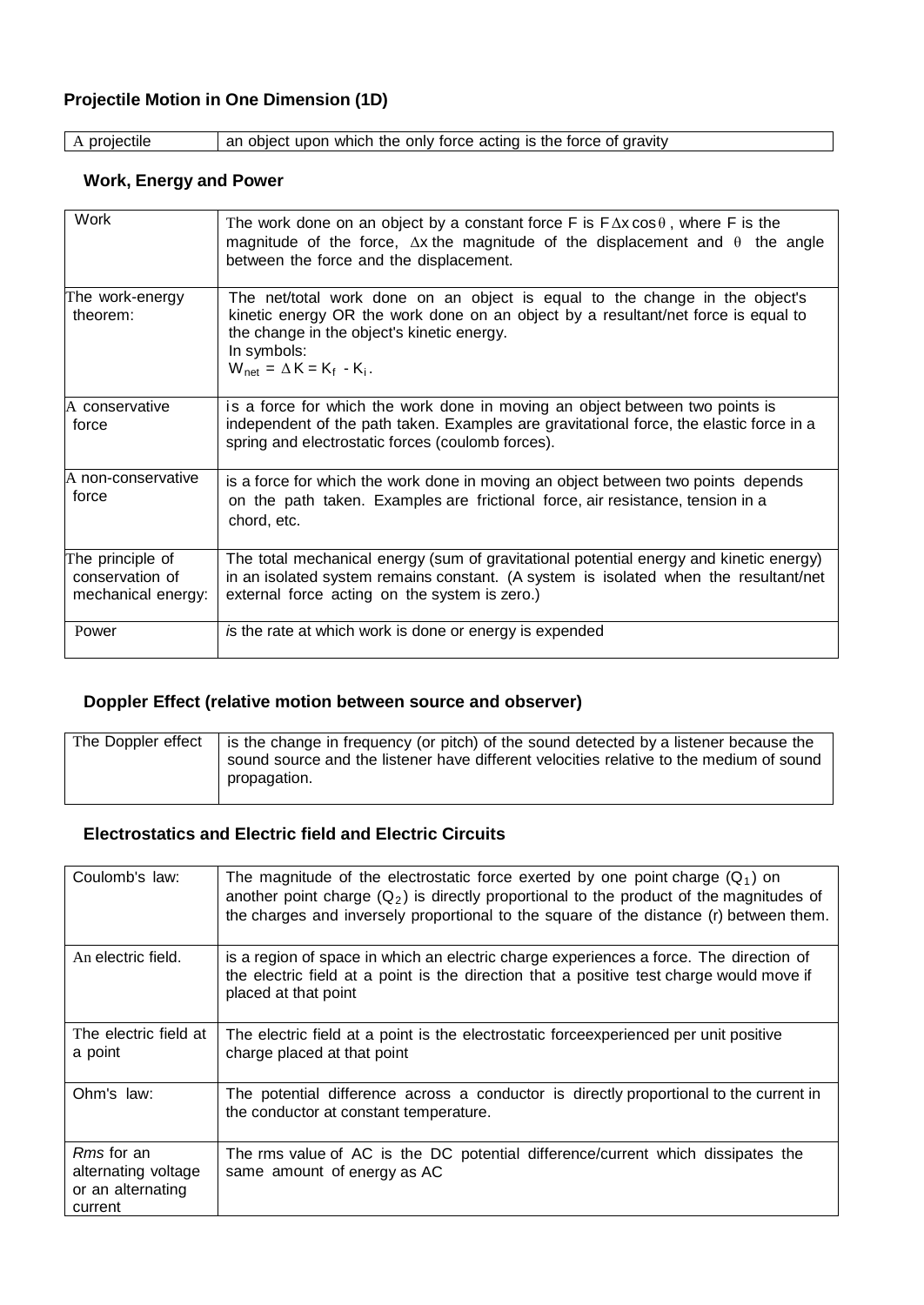### Projectile Motion in One Dimension (1D)

| | |
|---|---|
| A projectile | an object upon which the only force acting is the force of gravity |

### Work, Energy and Power

| | |
|---|---|
| Work | The work done on an object by a constant force F is $F\Delta x\cos\theta$, where F is the magnitude of the force, $\Delta x$ the magnitude of the displacement and $\theta$ the angle between the force and the displacement. |
| The work-energy theorem: | The net/total work done on an object is equal to the change in the object's kinetic energy OR the work done on an object by a resultant/net force is equal to the change in the object's kinetic energy. In symbols: $W_{net} = \Delta K = K_f - K_i$. |
| A conservative force | is a force for which the work done in moving an object between two points is independent of the path taken. Examples are gravitational force, the elastic force in a spring and electrostatic forces (coulomb forces). |
| A non-conservative force | is a force for which the work done in moving an object between two points depends on the path taken. Examples are frictional force, air resistance, tension in a chord, etc. |
| The principle of conservation of mechanical energy: | The total mechanical energy (sum of gravitational potential energy and kinetic energy) in an isolated system remains constant. (A system is isolated when the resultant/net external force acting on the system is zero.) |
| Power | *i*s the rate at which work is done or energy is expended |

### Doppler Effect (relative motion between source and observer)

| | |
|---|---|
| The Doppler effect | is the change in frequency (or pitch) of the sound detected by a listener because the sound source and the listener have different velocities relative to the medium of sound propagation. |

### Electrostatics and Electric field and Electric Circuits

| | |
|---|---|
| Coulomb's law: | The magnitude of the electrostatic force exerted by one point charge ($Q_1$) on another point charge ($Q_2$) is directly proportional to the product of the magnitudes of the charges and inversely proportional to the square of the distance (r) between them. |
| An electric field. | is a region of space in which an electric charge experiences a force. The direction of the electric field at a point is the direction that a positive test charge would move if placed at that point |
| The electric field at a point | The electric field at a point is the electrostatic forceexperienced per unit positive charge placed at that point |
| Ohm's law: | The potential difference across a conductor is directly proportional to the current in the conductor at constant temperature. |
| *Rms* for an alternating voltage or an alternating current | The rms value of AC is the DC potential difference/current which dissipates the same amount of energy as AC |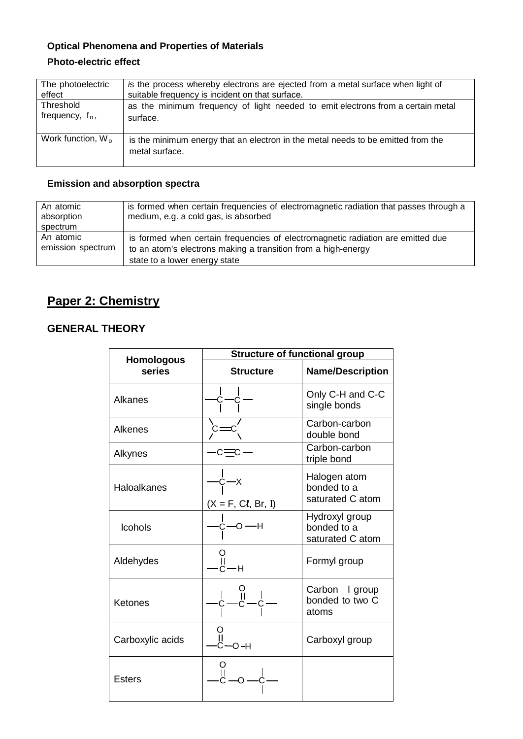**Optical Phenomena and Properties of Materials**

**Photo-electric effect**

| The photoelectric effect | *is* the process whereby electrons are ejected from a metal surface when light of suitable frequency is incident on that surface. |
|---|---|
| Threshold frequency, $f_o$, | as the minimum frequency of light needed to emit electrons from a certain metal surface. |
| Work function, $W_o$ | is the minimum energy that an electron in the metal needs to be emitted from the metal surface. |

**Emission and absorption spectra**

| An atomic absorption spectrum | is formed when certain frequencies of electromagnetic radiation that passes through a medium, e.g. a cold gas, is absorbed |
|---|---|
| An atomic emission spectrum | is formed when certain frequencies of electromagnetic radiation are emitted due to an atom's electrons making a transition from a high-energy state to a lower energy state |

## Paper 2: Chemistry

### GENERAL THEORY

| Homologous series | Structure of functional group | |
|---|---|---|
| | **Structure** | **Name/Description** |
| Alkanes | —C—C— (with single bonds on each C) | Only C-H and C-C single bonds |
| Alkenes | >C=C< | Carbon-carbon double bond |
| Alkynes | —C≡C— | Carbon-carbon triple bond |
| Haloalkanes | —C—X (X = F, Cℓ, Br, I) | Halogen atom bonded to a saturated C atom |
| lcohols | —C—O—H | Hydroxyl group bonded to a saturated C atom |
| Aldehydes | —C(=O)—H | Formyl group |
| Ketones | —C—C(=O)—C— | Carbon l group bonded to two C atoms |
| Carboxylic acids | —C(=O)—O—H | Carboxyl group |
| Esters | —C(=O)—O—C— | |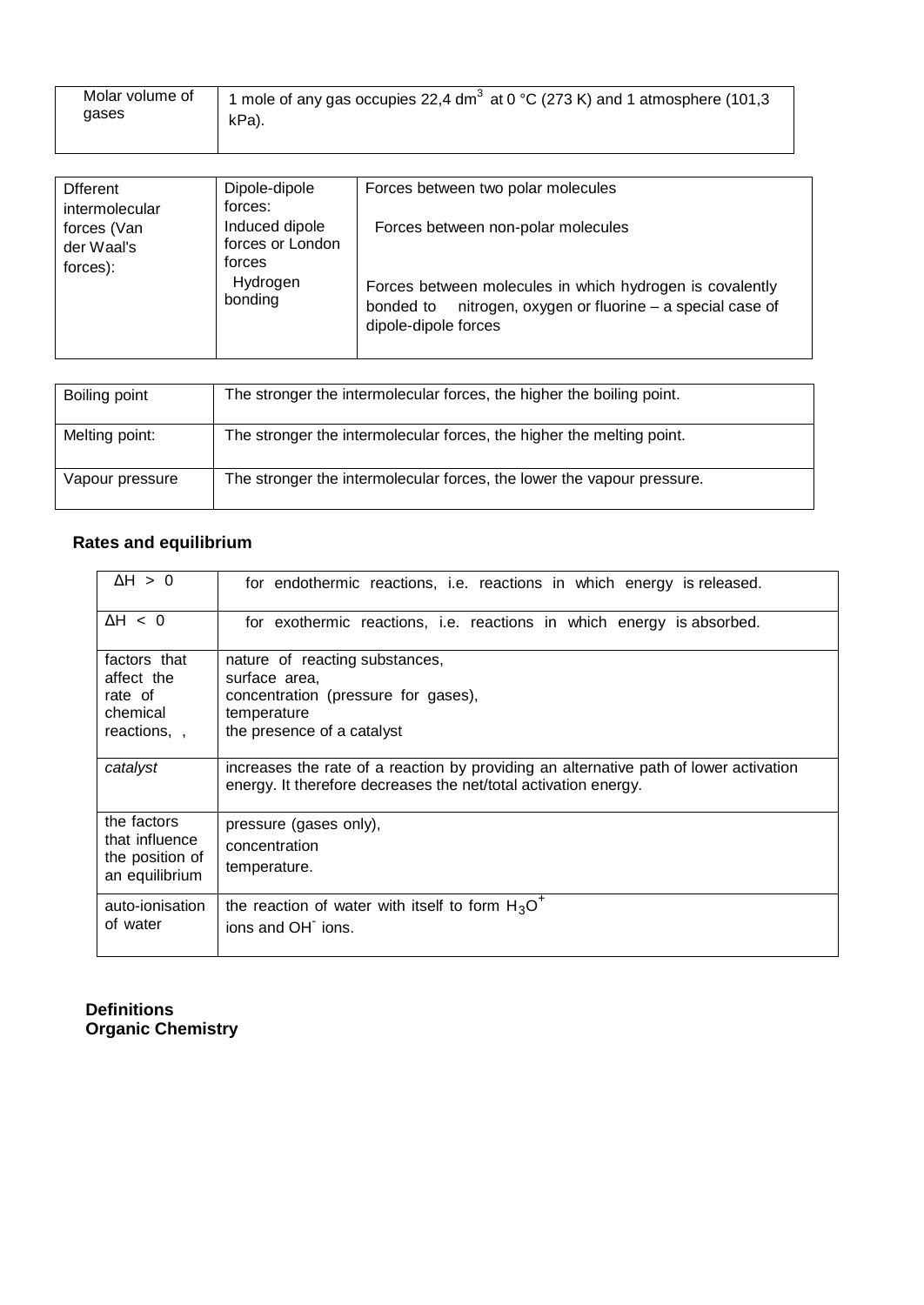| Molar volume of gases | 1 mole of any gas occupies 22,4 $dm^3$ at 0 °C (273 K) and 1 atmosphere (101,3 kPa). |
|---|---|

| Dfferent intermolecular forces (Van der Waal's forces): | Dipole-dipole forces: | Forces between two polar molecules |
|---|---|---|
| | Induced dipole forces or London forces | Forces between non-polar molecules |
| | Hydrogen bonding | Forces between molecules in which hydrogen is covalently bonded to nitrogen, oxygen or fluorine – a special case of dipole-dipole forces |

| Boiling point | The stronger the intermolecular forces, the higher the boiling point. |
|---|---|
| Melting point: | The stronger the intermolecular forces, the higher the melting point. |
| Vapour pressure | The stronger the intermolecular forces, the lower the vapour pressure. |

## Rates and equilibrium

| $\Delta H > 0$ | for endothermic reactions, i.e. reactions in which energy is released. |
|---|---|
| $\Delta H < 0$ | for exothermic reactions, i.e. reactions in which energy is absorbed. |
| factors that affect the rate of chemical reactions, , | nature of reacting substances,<br>surface area,<br>concentration (pressure for gases),<br>temperature<br>the presence of a catalyst |
| *catalyst* | increases the rate of a reaction by providing an alternative path of lower activation energy. It therefore decreases the net/total activation energy. |
| the factors that influence the position of an equilibrium | pressure (gases only),<br>concentration<br>temperature. |
| auto-ionisation of water | the reaction of water with itself to form $H_3O^+$ ions and $OH^-$ ions. |

**Definitions**
**Organic Chemistry**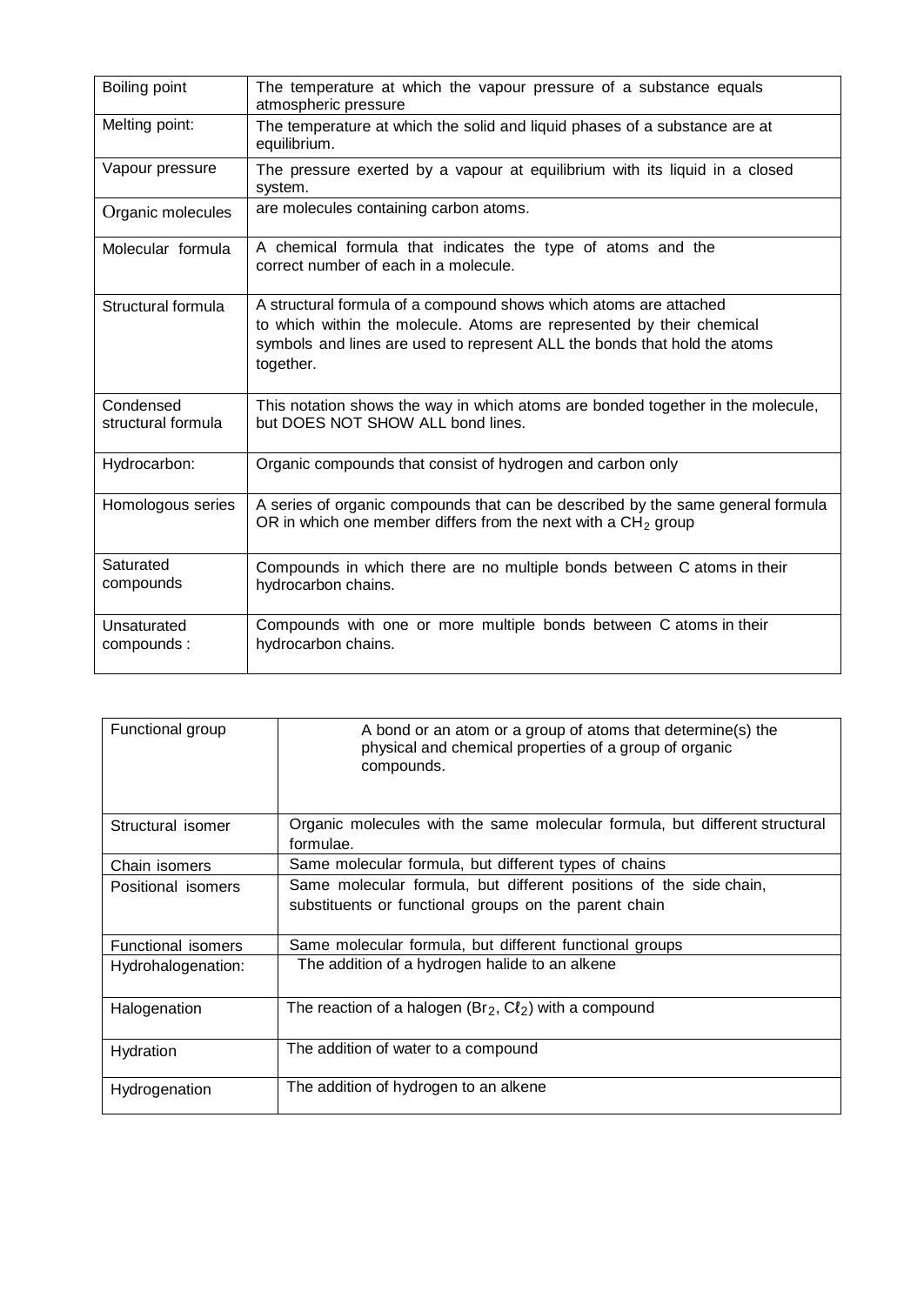| Boiling point | The temperature at which the vapour pressure of a substance equals atmospheric pressure |
|---|---|
| Melting point: | The temperature at which the solid and liquid phases of a substance are at equilibrium. |
| Vapour pressure | The pressure exerted by a vapour at equilibrium with its liquid in a closed system. |
| Organic molecules | are molecules containing carbon atoms. |
| Molecular formula | A chemical formula that indicates the type of atoms and the correct number of each in a molecule. |
| Structural formula | A structural formula of a compound shows which atoms are attached to which within the molecule. Atoms are represented by their chemical symbols and lines are used to represent ALL the bonds that hold the atoms together. |
| Condensed structural formula | This notation shows the way in which atoms are bonded together in the molecule, but DOES NOT SHOW ALL bond lines. |
| Hydrocarbon: | Organic compounds that consist of hydrogen and carbon only |
| Homologous series | A series of organic compounds that can be described by the same general formula OR in which one member differs from the next with a $CH_2$ group |
| Saturated compounds | Compounds in which there are no multiple bonds between C atoms in their hydrocarbon chains. |
| Unsaturated compounds : | Compounds with one or more multiple bonds between C atoms in their hydrocarbon chains. |

| Functional group | A bond or an atom or a group of atoms that determine(s) the physical and chemical properties of a group of organic compounds. |
|---|---|
| Structural isomer | Organic molecules with the same molecular formula, but different structural formulae. |
| Chain isomers | Same molecular formula, but different types of chains |
| Positional isomers | Same molecular formula, but different positions of the side chain, substituents or functional groups on the parent chain |
| Functional isomers | Same molecular formula, but different functional groups |
| Hydrohalogenation: | The addition of a hydrogen halide to an alkene |
| Halogenation | The reaction of a halogen ($Br_2$, $C\ell_2$) with a compound |
| Hydration | The addition of water to a compound |
| Hydrogenation | The addition of hydrogen to an alkene |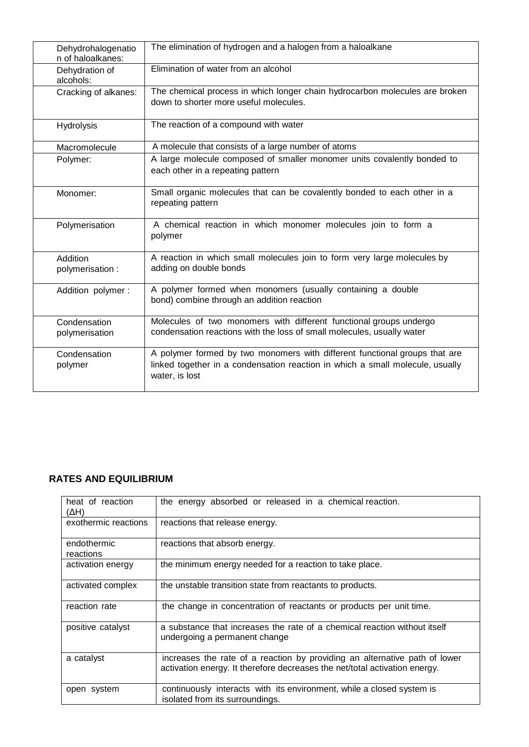| Dehydrohalogenation of haloalkanes: | The elimination of hydrogen and a halogen from a haloalkane |
|---|---|
| Dehydration of alcohols: | Elimination of water from an alcohol |
| Cracking of alkanes: | The chemical process in which longer chain hydrocarbon molecules are broken down to shorter more useful molecules. |
| Hydrolysis | The reaction of a compound with water |
| Macromolecule | A molecule that consists of a large number of atoms |
| Polymer: | A large molecule composed of smaller monomer units covalently bonded to each other in a repeating pattern |
| Monomer: | Small organic molecules that can be covalently bonded to each other in a repeating pattern |
| Polymerisation | A chemical reaction in which monomer molecules join to form a polymer |
| Addition polymerisation : | A reaction in which small molecules join to form very large molecules by adding on double bonds |
| Addition polymer : | A polymer formed when monomers (usually containing a double bond) combine through an addition reaction |
| Condensation polymerisation | Molecules of two monomers with different functional groups undergo condensation reactions with the loss of small molecules, usually water |
| Condensation polymer | A polymer formed by two monomers with different functional groups that are linked together in a condensation reaction in which a small molecule, usually water, is lost |

## RATES AND EQUILIBRIUM

| heat of reaction ($\Delta H$) | the energy absorbed or released in a chemical reaction. |
|---|---|
| exothermic reactions | reactions that release energy. |
| endothermic reactions | reactions that absorb energy. |
| activation energy | the minimum energy needed for a reaction to take place. |
| activated complex | the unstable transition state from reactants to products. |
| reaction rate | the change in concentration of reactants or products per unit time. |
| positive catalyst | a substance that increases the rate of a chemical reaction without itself undergoing a permanent change |
| a catalyst | increases the rate of a reaction by providing an alternative path of lower activation energy. It therefore decreases the net/total activation energy. |
| open system | continuously interacts with its environment, while a closed system is isolated from its surroundings. |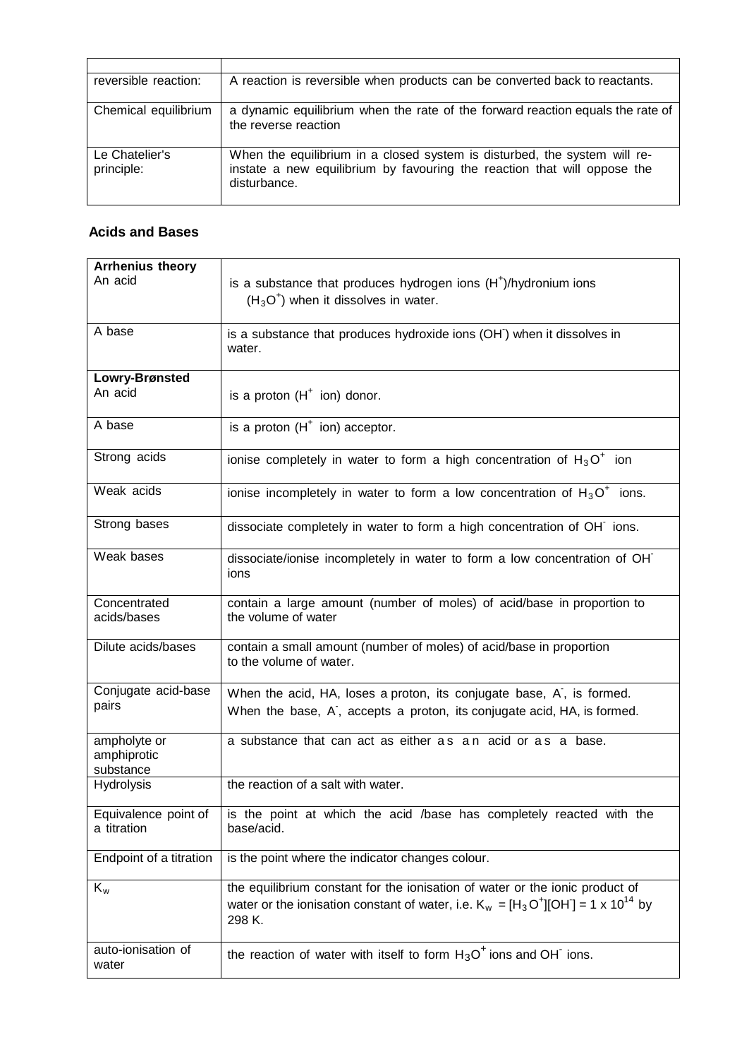| | |
|---|---|
| reversible reaction: | A reaction is reversible when products can be converted back to reactants. |
| Chemical equilibrium | a dynamic equilibrium when the rate of the forward reaction equals the rate of the reverse reaction |
| Le Chatelier's principle: | When the equilibrium in a closed system is disturbed, the system will re-instate a new equilibrium by favouring the reaction that will oppose the disturbance. |

## Acids and Bases

| | |
|---|---|
| **Arrhenius theory** An acid | is a substance that produces hydrogen ions ($H^+$)/hydronium ions ($H_3O^+$) when it dissolves in water. |
| A base | is a substance that produces hydroxide ions ($OH^-$) when it dissolves in water. |
| **Lowry-Brønsted** An acid | is a proton ($H^+$ ion) donor. |
| A base | is a proton ($H^+$ ion) acceptor. |
| Strong acids | ionise completely in water to form a high concentration of $H_3O^+$ ion |
| Weak acids | ionise incompletely in water to form a low concentration of $H_3O^+$ ions. |
| Strong bases | dissociate completely in water to form a high concentration of $OH^-$ ions. |
| Weak bases | dissociate/ionise incompletely in water to form a low concentration of $OH^-$ ions |
| Concentrated acids/bases | contain a large amount (number of moles) of acid/base in proportion to the volume of water |
| Dilute acids/bases | contain a small amount (number of moles) of acid/base in proportion to the volume of water. |
| Conjugate acid-base pairs | When the acid, HA, loses a proton, its conjugate base, $A^-$, is formed. When the base, $A^-$, accepts a proton, its conjugate acid, HA, is formed. |
| ampholyte or amphiprotic substance | a substance that can act as either as an acid or as a base. |
| Hydrolysis | the reaction of a salt with water. |
| Equivalence point of a titration | is the point at which the acid /base has completely reacted with the base/acid. |
| Endpoint of a titration | is the point where the indicator changes colour. |
| $K_w$ | the equilibrium constant for the ionisation of water or the ionic product of water or the ionisation constant of water, i.e. $K_w = [H_3O^+][OH^-] = 1 \times 10^{14}$ by 298 K. |
| auto-ionisation of water | the reaction of water with itself to form $H_3O^+$ ions and $OH^-$ ions. |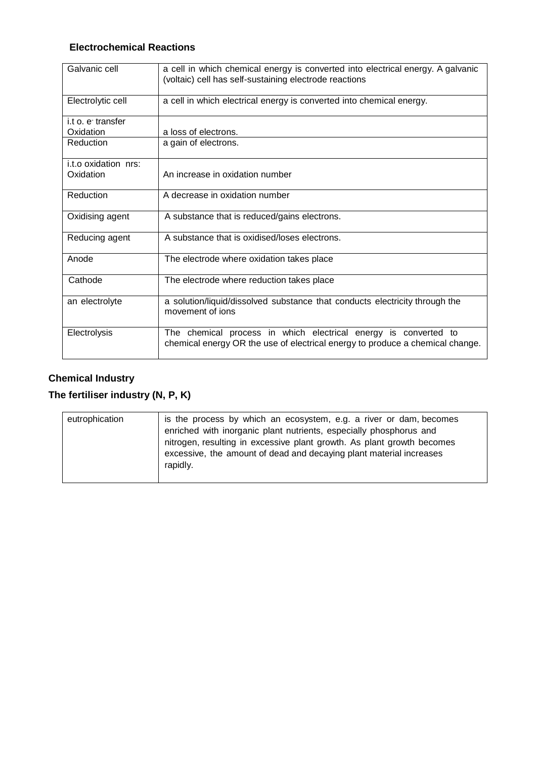### Electrochemical Reactions

| | |
|---|---|
| Galvanic cell | a cell in which chemical energy is converted into electrical energy. A galvanic (voltaic) cell has self-sustaining electrode reactions |
| Electrolytic cell | a cell in which electrical energy is converted into chemical energy. |
| i.t o. $e^-$ transfer<br>Oxidation | a loss of electrons. |
| Reduction | a gain of electrons. |
| i.t.o oxidation nrs:<br>Oxidation | An increase in oxidation number |
| Reduction | A decrease in oxidation number |
| Oxidising agent | A substance that is reduced/gains electrons. |
| Reducing agent | A substance that is oxidised/loses electrons. |
| Anode | The electrode where oxidation takes place |
| Cathode | The electrode where reduction takes place |
| an electrolyte | a solution/liquid/dissolved substance that conducts electricity through the movement of ions |
| Electrolysis | The chemical process in which electrical energy is converted to chemical energy OR the use of electrical energy to produce a chemical change. |

### Chemical Industry

### The fertiliser industry (N, P, K)

| | |
|---|---|
| eutrophication | is the process by which an ecosystem, e.g. a river or dam, becomes enriched with inorganic plant nutrients, especially phosphorus and nitrogen, resulting in excessive plant growth. As plant growth becomes excessive, the amount of dead and decaying plant material increases rapidly. |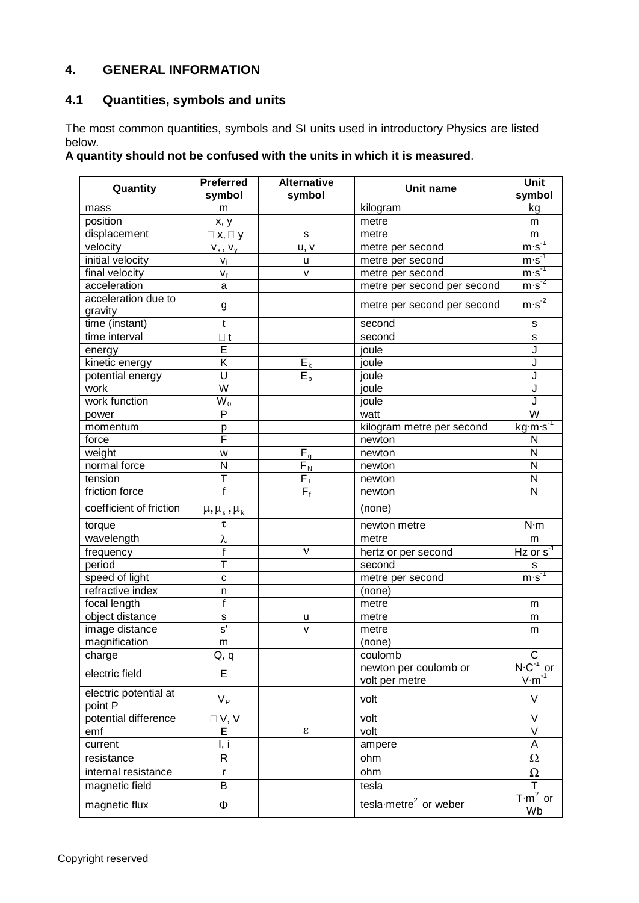## 4. GENERAL INFORMATION

### 4.1 Quantities, symbols and units

The most common quantities, symbols and SI units used in introductory Physics are listed below.
**A quantity should not be confused with the units in which it is measured**.

| Quantity | Preferred symbol | Alternative symbol | Unit name | Unit symbol |
|---|---|---|---|---|
| mass | $m$ | | kilogram | kg |
| position | $x$, $y$ | | metre | m |
| displacement | $\Delta x$, $\Delta y$ | $s$ | metre | m |
| velocity | $v_x$, $v_y$ | $u$, $v$ | metre per second | $m \cdot s^{-1}$ |
| initial velocity | $v_i$ | $u$ | metre per second | $m \cdot s^{-1}$ |
| final velocity | $v_f$ | $v$ | metre per second | $m \cdot s^{-1}$ |
| acceleration | $a$ | | metre per second per second | $m \cdot s^{-2}$ |
| acceleration due to gravity | $g$ | | metre per second per second | $m \cdot s^{-2}$ |
| time (instant) | $t$ | | second | s |
| time interval | $\Delta t$ | | second | s |
| energy | $E$ | | joule | J |
| kinetic energy | $K$ | $E_k$ | joule | J |
| potential energy | $U$ | $E_p$ | joule | J |
| work | $W$ | | joule | J |
| work function | $W_0$ | | joule | J |
| power | $P$ | | watt | W |
| momentum | $p$ | | kilogram metre per second | $kg \cdot m \cdot s^{-1}$ |
| force | $F$ | | newton | N |
| weight | $w$ | $F_g$ | newton | N |
| normal force | $N$ | $F_N$ | newton | N |
| tension | $T$ | $F_T$ | newton | N |
| friction force | $f$ | $F_f$ | newton | N |
| coefficient of friction | $\mu, \mu_s, \mu_k$ | | (none) | |
| torque | $\tau$ | | newton metre | $N \cdot m$ |
| wavelength | $\lambda$ | | metre | m |
| frequency | $f$ | $\nu$ | hertz or per second | Hz or $s^{-1}$ |
| period | $T$ | | second | s |
| speed of light | $c$ | | metre per second | $m \cdot s^{-1}$ |
| refractive index | $n$ | | (none) | |
| focal length | $f$ | | metre | m |
| object distance | $s$ | $u$ | metre | m |
| image distance | $s'$ | $v$ | metre | m |
| magnification | $m$ | | (none) | |
| charge | $Q$, $q$ | | coulomb | C |
| electric field | $E$ | | newton per coulomb or volt per metre | $N \cdot C^{-1}$ or $V \cdot m^{-1}$ |
| electric potential at point P | $V_P$ | | volt | V |
| potential difference | $\Delta V$, $V$ | | volt | V |
| emf | **E** | $\varepsilon$ | volt | V |
| current | $I$, $i$ | | ampere | A |
| resistance | $R$ | | ohm | $\Omega$ |
| internal resistance | $r$ | | ohm | $\Omega$ |
| magnetic field | $B$ | | tesla | T |
| magnetic flux | $\Phi$ | | tesla·metre$^2$ or weber | $T \cdot m^2$ or Wb |

Copyright reserved